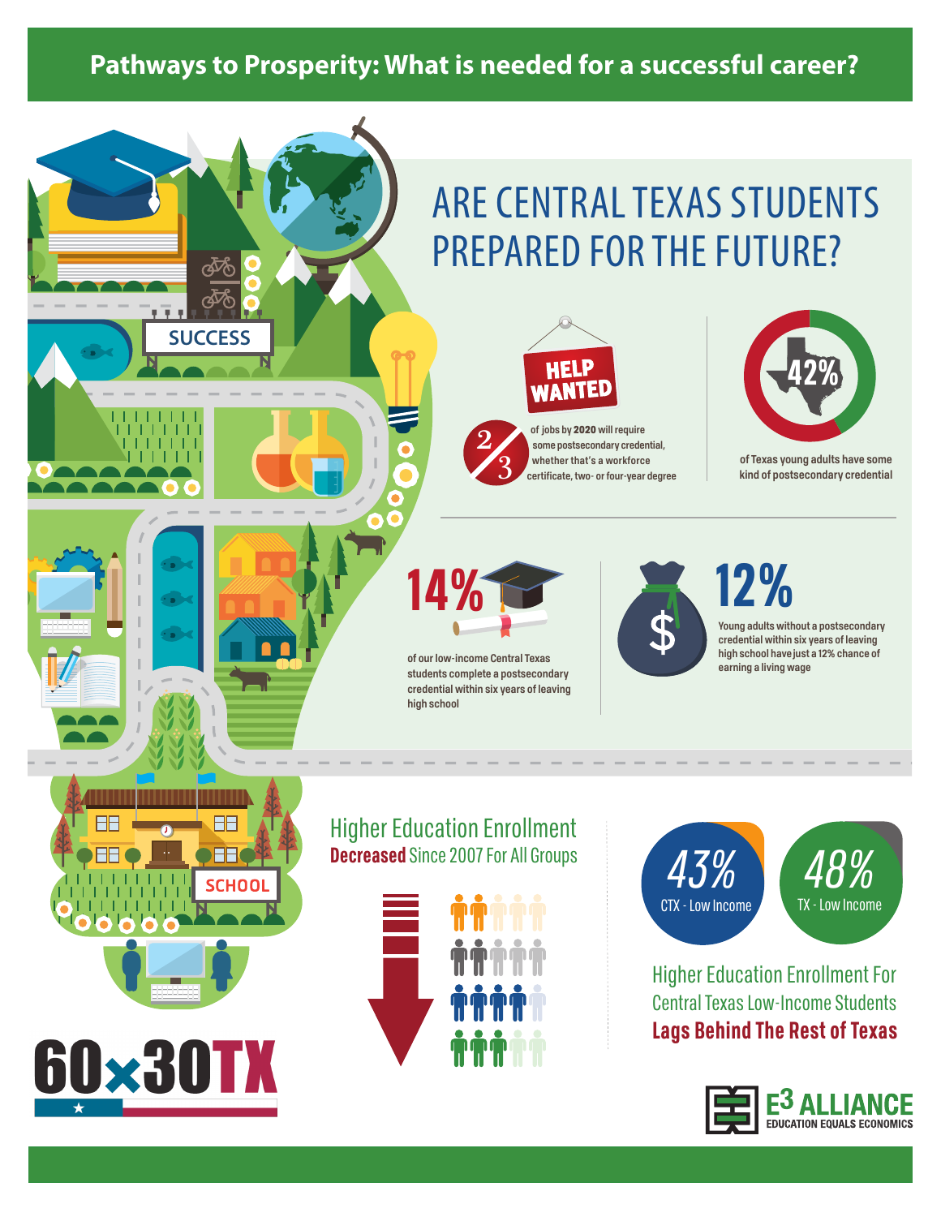# Pathways to Prosperity: What is needed for a successful career?

SUCCESS

## ARE CENTRAL TEXAS STUDENTS PREPARED FOR THE FUTURE?

HELP WANTED

**2/3** of jobs by **2020** will require some postsecondary credential, whether that's a workforce certificate, two- or four-year degree

**42%** of Texas young adults have some kind of postsecondary credential

**14%** of our low-income Central Texas students complete a postsecondary credential within six years of leaving high school

**12%** Young adults without a postsecondary credential within six years of leaving high school have just a 12% chance of earning a living wage

SCHOOL

### Higher Education Enrollment **Decreased** Since 2007 For All Groups

**43%** CTX - Low Income

**48%** TX - Low Income

### Higher Education Enrollment For Central Texas Low-Income Students **Lags Behind The Rest of Texas**

60×30TX

E3 ALLIANCE
EDUCATION EQUALS ECONOMICS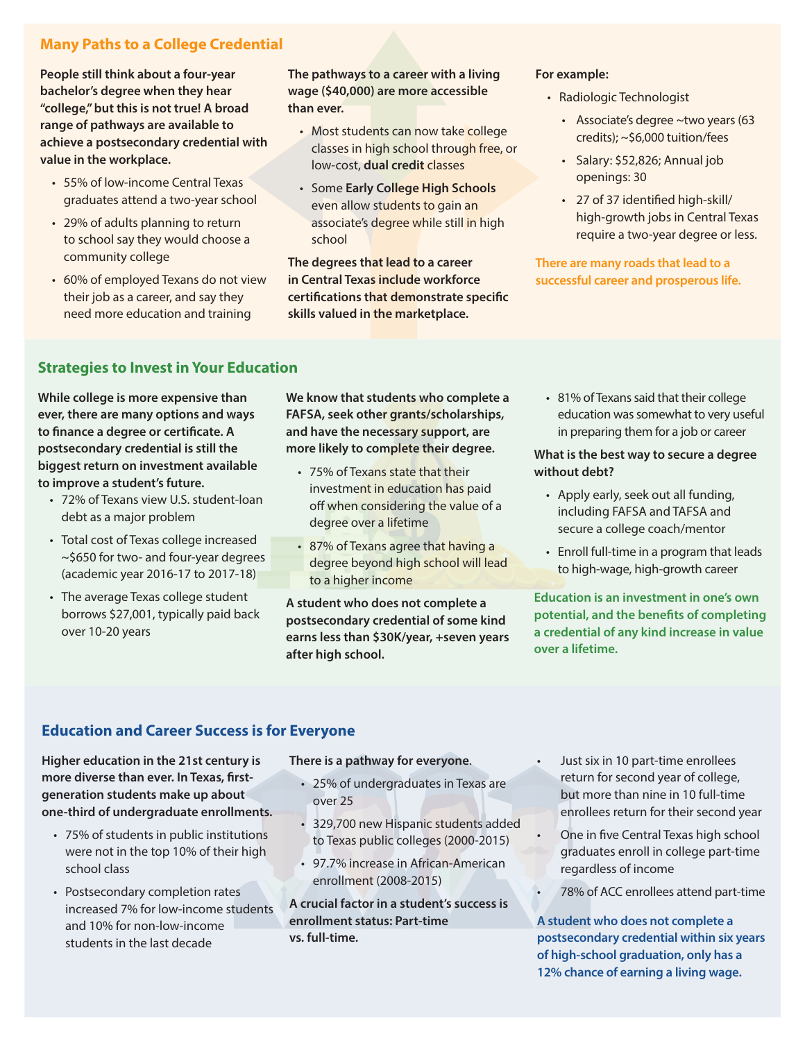## Many Paths to a College Credential

**People still think about a four-year bachelor's degree when they hear "college," but this is not true! A broad range of pathways are available to achieve a postsecondary credential with value in the workplace.**

- 55% of low-income Central Texas graduates attend a two-year school
- 29% of adults planning to return to school say they would choose a community college
- 60% of employed Texans do not view their job as a career, and say they need more education and training

**The pathways to a career with a living wage ($40,000) are more accessible than ever.**

- Most students can now take college classes in high school through free, or low-cost, **dual credit** classes
- Some **Early College High Schools** even allow students to gain an associate's degree while still in high school

**The degrees that lead to a career in Central Texas include workforce certifications that demonstrate specific skills valued in the marketplace.**

**For example:**

- Radiologic Technologist
  - Associate's degree ~two years (63 credits); ~$6,000 tuition/fees
  - Salary: $52,826; Annual job openings: 30
  - 27 of 37 identified high-skill/high-growth jobs in Central Texas require a two-year degree or less.

**There are many roads that lead to a successful career and prosperous life.**

## Strategies to Invest in Your Education

**While college is more expensive than ever, there are many options and ways to finance a degree or certificate. A postsecondary credential is still the biggest return on investment available to improve a student's future.**

- 72% of Texans view U.S. student-loan debt as a major problem
- Total cost of Texas college increased ~$650 for two- and four-year degrees (academic year 2016-17 to 2017-18)
- The average Texas college student borrows $27,001, typically paid back over 10-20 years

**We know that students who complete a FAFSA, seek other grants/scholarships, and have the necessary support, are more likely to complete their degree.**

- 75% of Texans state that their investment in education has paid off when considering the value of a degree over a lifetime
- 87% of Texans agree that having a degree beyond high school will lead to a higher income

**A student who does not complete a postsecondary credential of some kind earns less than $30K/year, +seven years after high school.**

- 81% of Texans said that their college education was somewhat to very useful in preparing them for a job or career

**What is the best way to secure a degree without debt?**

- Apply early, seek out all funding, including FAFSA and TAFSA and secure a college coach/mentor
- Enroll full-time in a program that leads to high-wage, high-growth career

**Education is an investment in one's own potential, and the benefits of completing a credential of any kind increase in value over a lifetime.**

## Education and Career Success is for Everyone

**Higher education in the 21st century is more diverse than ever. In Texas, first-generation students make up about one-third of undergraduate enrollments.**

- 75% of students in public institutions were not in the top 10% of their high school class
- Postsecondary completion rates increased 7% for low-income students and 10% for non-low-income students in the last decade

**There is a pathway for everyone.**

- 25% of undergraduates in Texas are over 25
- 329,700 new Hispanic students added to Texas public colleges (2000-2015)
- 97.7% increase in African-American enrollment (2008-2015)

**A crucial factor in a student's success is enrollment status: Part-time vs. full-time.**

- Just six in 10 part-time enrollees return for second year of college, but more than nine in 10 full-time enrollees return for their second year
- One in five Central Texas high school graduates enroll in college part-time regardless of income
- 78% of ACC enrollees attend part-time

**A student who does not complete a postsecondary credential within six years of high-school graduation, only has a 12% chance of earning a living wage.**